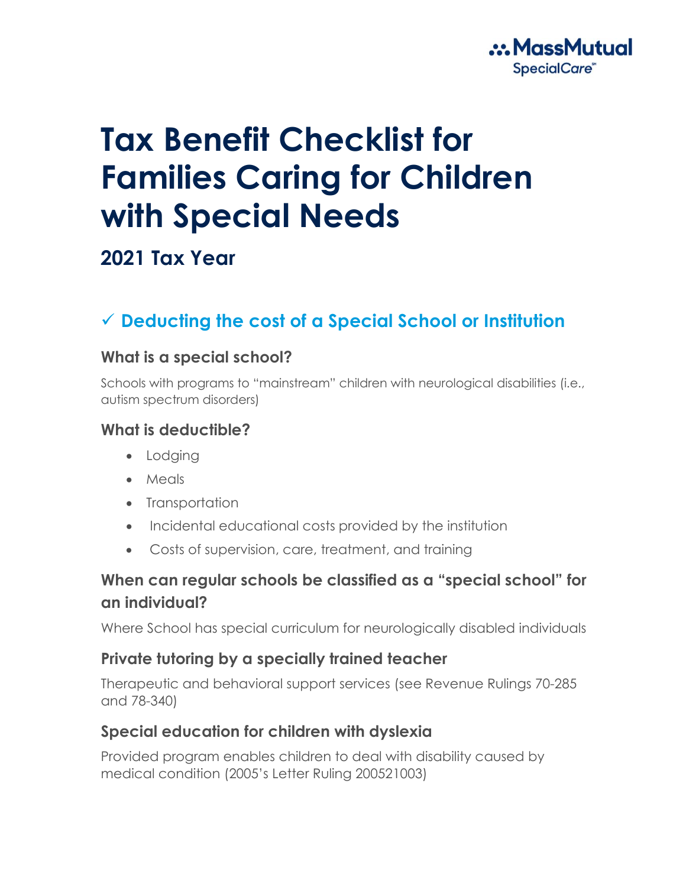# Tax Benefit Checklist for Families Caring for Children with Special Needs

## 2021 Tax Year

## ✓ Deducting the cost of a Special School or Institution

### What is a special school?

Schools with programs to "mainstream" children with neurological disabilities (i.e., autism spectrum disorders)

### What is deductible?

- Lodging
- Meals
- Transportation
- Incidental educational costs provided by the institution
- Costs of supervision, care, treatment, and training

### When can regular schools be classified as a "special school" for an individual?

Where School has special curriculum for neurologically disabled individuals

### Private tutoring by a specially trained teacher

Therapeutic and behavioral support services (see Revenue Rulings 70-285 and 78-340)

### Special education for children with dyslexia

Provided program enables children to deal with disability caused by medical condition (2005's Letter Ruling 200521003)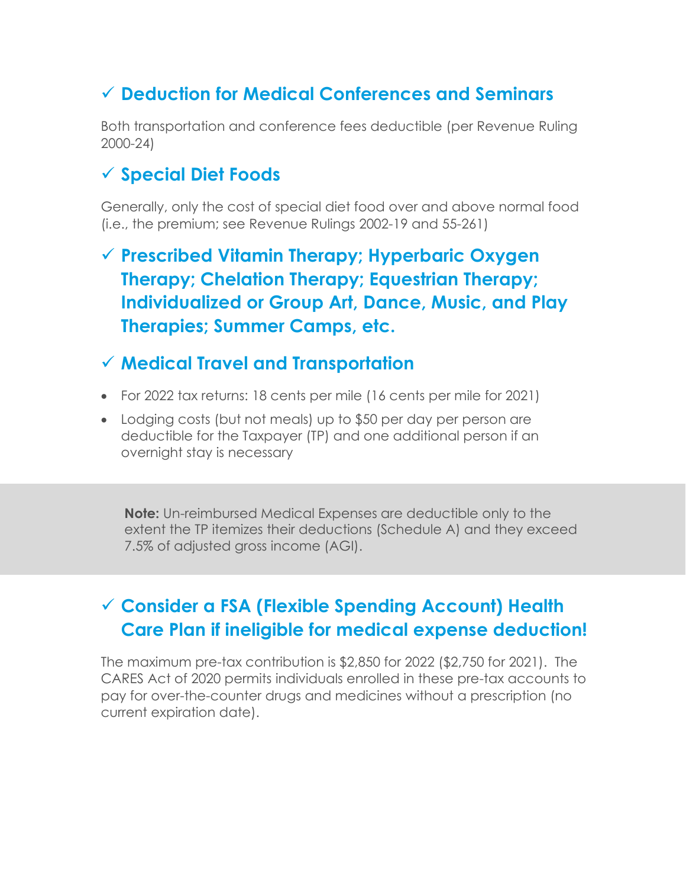## ✓ Deduction for Medical Conferences and Seminars

Both transportation and conference fees deductible (per Revenue Ruling 2000-24)

## ✓ Special Diet Foods

Generally, only the cost of special diet food over and above normal food (i.e., the premium; see Revenue Rulings 2002-19 and 55-261)

## ✓ Prescribed Vitamin Therapy; Hyperbaric Oxygen Therapy; Chelation Therapy; Equestrian Therapy; Individualized or Group Art, Dance, Music, and Play Therapies; Summer Camps, etc.

## ✓ Medical Travel and Transportation

- For 2022 tax returns: 18 cents per mile (16 cents per mile for 2021)
- Lodging costs (but not meals) up to $50 per day per person are deductible for the Taxpayer (TP) and one additional person if an overnight stay is necessary

**Note:** Un-reimbursed Medical Expenses are deductible only to the extent the TP itemizes their deductions (Schedule A) and they exceed 7.5% of adjusted gross income (AGI).

## ✓ Consider a FSA (Flexible Spending Account) Health Care Plan if ineligible for medical expense deduction!

The maximum pre-tax contribution is $2,850 for 2022 ($2,750 for 2021). The CARES Act of 2020 permits individuals enrolled in these pre-tax accounts to pay for over-the-counter drugs and medicines without a prescription (no current expiration date).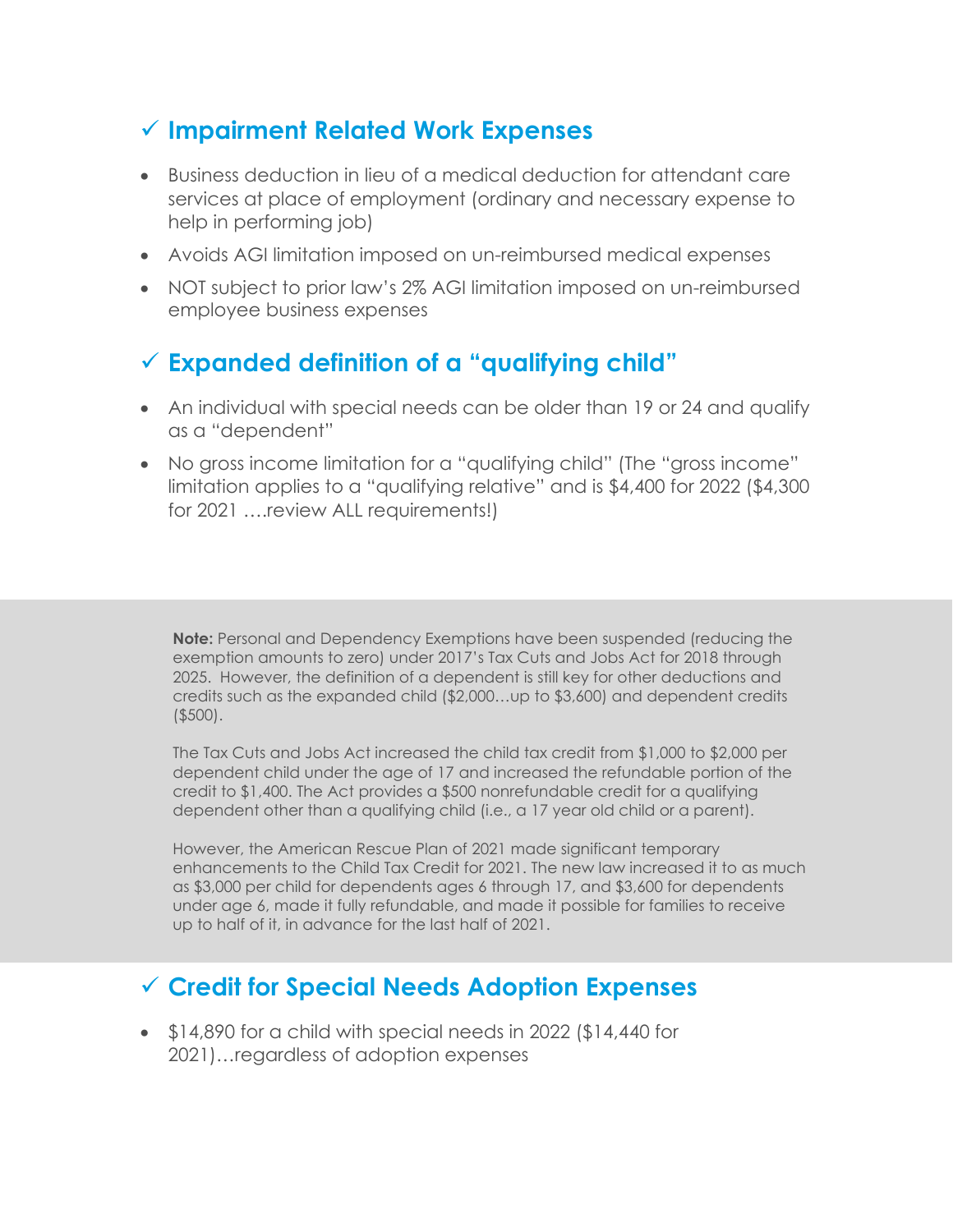## ✓ Impairment Related Work Expenses

- Business deduction in lieu of a medical deduction for attendant care services at place of employment (ordinary and necessary expense to help in performing job)
- Avoids AGI limitation imposed on un-reimbursed medical expenses
- NOT subject to prior law's 2% AGI limitation imposed on un-reimbursed employee business expenses

## ✓ Expanded definition of a "qualifying child"

- An individual with special needs can be older than 19 or 24 and qualify as a "dependent"
- No gross income limitation for a "qualifying child" (The "gross income" limitation applies to a "qualifying relative" and is $4,400 for 2022 ($4,300 for 2021 ….review ALL requirements!)

**Note:** Personal and Dependency Exemptions have been suspended (reducing the exemption amounts to zero) under 2017's Tax Cuts and Jobs Act for 2018 through 2025. However, the definition of a dependent is still key for other deductions and credits such as the expanded child ($2,000…up to $3,600) and dependent credits ($500).

The Tax Cuts and Jobs Act increased the child tax credit from $1,000 to $2,000 per dependent child under the age of 17 and increased the refundable portion of the credit to $1,400. The Act provides a $500 nonrefundable credit for a qualifying dependent other than a qualifying child (i.e., a 17 year old child or a parent).

However, the American Rescue Plan of 2021 made significant temporary enhancements to the Child Tax Credit for 2021. The new law increased it to as much as $3,000 per child for dependents ages 6 through 17, and $3,600 for dependents under age 6, made it fully refundable, and made it possible for families to receive up to half of it, in advance for the last half of 2021.

## ✓ Credit for Special Needs Adoption Expenses

- $14,890 for a child with special needs in 2022 ($14,440 for 2021)…regardless of adoption expenses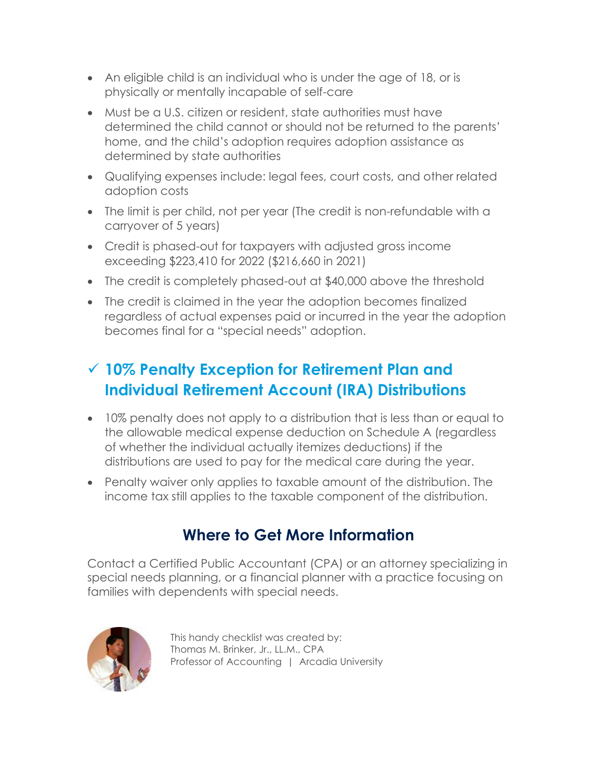- An eligible child is an individual who is under the age of 18, or is physically or mentally incapable of self-care
- Must be a U.S. citizen or resident, state authorities must have determined the child cannot or should not be returned to the parents' home, and the child's adoption requires adoption assistance as determined by state authorities
- Qualifying expenses include: legal fees, court costs, and other related adoption costs
- The limit is per child, not per year (The credit is non-refundable with a carryover of 5 years)
- Credit is phased-out for taxpayers with adjusted gross income exceeding $223,410 for 2022 ($216,660 in 2021)
- The credit is completely phased-out at $40,000 above the threshold
- The credit is claimed in the year the adoption becomes finalized regardless of actual expenses paid or incurred in the year the adoption becomes final for a "special needs" adoption.

## ✓ 10% Penalty Exception for Retirement Plan and Individual Retirement Account (IRA) Distributions

- 10% penalty does not apply to a distribution that is less than or equal to the allowable medical expense deduction on Schedule A (regardless of whether the individual actually itemizes deductions) if the distributions are used to pay for the medical care during the year.
- Penalty waiver only applies to taxable amount of the distribution. The income tax still applies to the taxable component of the distribution.

## Where to Get More Information

Contact a Certified Public Accountant (CPA) or an attorney specializing in special needs planning, or a financial planner with a practice focusing on families with dependents with special needs.

This handy checklist was created by:
Thomas M. Brinker, Jr., LL.M., CPA
Professor of Accounting | Arcadia University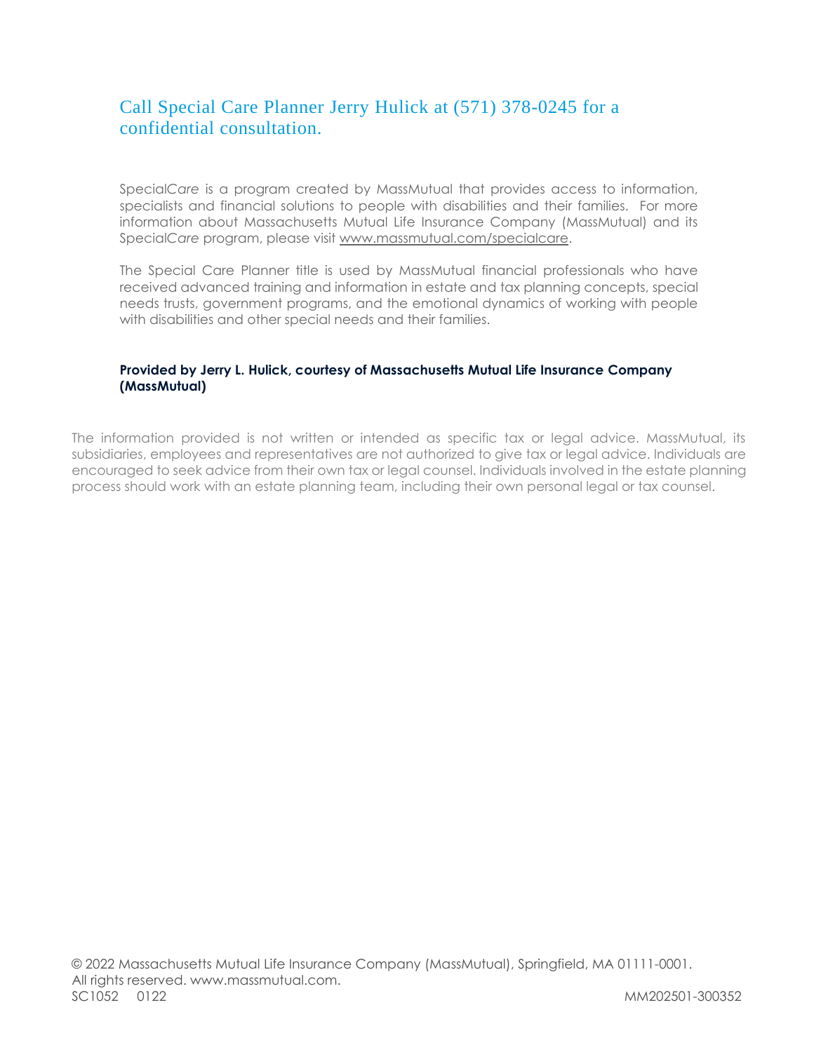Call Special Care Planner Jerry Hulick at (571) 378-0245 for a confidential consultation.

Special*Care* is a program created by MassMutual that provides access to information, specialists and financial solutions to people with disabilities and their families. For more information about Massachusetts Mutual Life Insurance Company (MassMutual) and its Special*Care* program, please visit www.massmutual.com/specialcare.

The Special Care Planner title is used by MassMutual financial professionals who have received advanced training and information in estate and tax planning concepts, special needs trusts, government programs, and the emotional dynamics of working with people with disabilities and other special needs and their families.

**Provided by Jerry L. Hulick, courtesy of Massachusetts Mutual Life Insurance Company (MassMutual)**

The information provided is not written or intended as specific tax or legal advice. MassMutual, its subsidiaries, employees and representatives are not authorized to give tax or legal advice. Individuals are encouraged to seek advice from their own tax or legal counsel. Individuals involved in the estate planning process should work with an estate planning team, including their own personal legal or tax counsel.

© 2022 Massachusetts Mutual Life Insurance Company (MassMutual), Springfield, MA 01111-0001.
All rights reserved. www.massmutual.com.
SC1052 0122 MM202501-300352